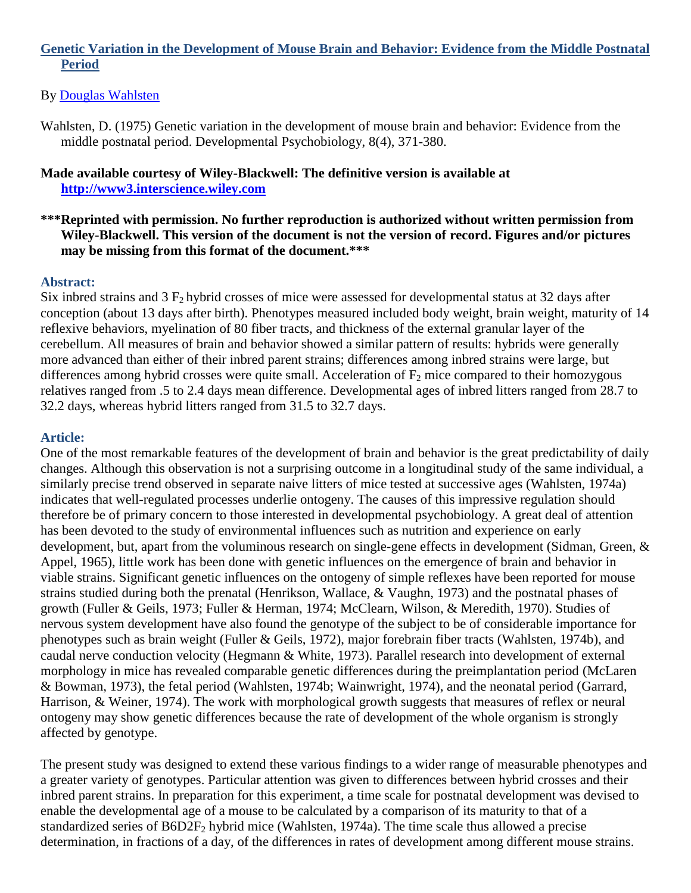# [Genetic Variation in the Development of Mouse Brain and Behavior: Evidence from the Middle Postnatal Period](#)

By [Douglas Wahlsten](#)

Wahlsten, D. (1975) Genetic variation in the development of mouse brain and behavior: Evidence from the middle postnatal period. Developmental Psychobiology, 8(4), 371-380.

**Made available courtesy of Wiley-Blackwell: The definitive version is available at [http://www3.interscience.wiley.com](http://www3.interscience.wiley.com)**

**\*\*\*Reprinted with permission. No further reproduction is authorized without written permission from Wiley-Blackwell. This version of the document is not the version of record. Figures and/or pictures may be missing from this format of the document.\*\*\***

## Abstract:

Six inbred strains and 3 $F_2$ hybrid crosses of mice were assessed for developmental status at 32 days after conception (about 13 days after birth). Phenotypes measured included body weight, brain weight, maturity of 14 reflexive behaviors, myelination of 80 fiber tracts, and thickness of the external granular layer of the cerebellum. All measures of brain and behavior showed a similar pattern of results: hybrids were generally more advanced than either of their inbred parent strains; differences among inbred strains were large, but differences among hybrid crosses were quite small. Acceleration of $F_2$ mice compared to their homozygous relatives ranged from .5 to 2.4 days mean difference. Developmental ages of inbred litters ranged from 28.7 to 32.2 days, whereas hybrid litters ranged from 31.5 to 32.7 days.

## Article:

One of the most remarkable features of the development of brain and behavior is the great predictability of daily changes. Although this observation is not a surprising outcome in a longitudinal study of the same individual, a similarly precise trend observed in separate naive litters of mice tested at successive ages (Wahlsten, 1974a) indicates that well-regulated processes underlie ontogeny. The causes of this impressive regulation should therefore be of primary concern to those interested in developmental psychobiology. A great deal of attention has been devoted to the study of environmental influences such as nutrition and experience on early development, but, apart from the voluminous research on single-gene effects in development (Sidman, Green, & Appel, 1965), little work has been done with genetic influences on the emergence of brain and behavior in viable strains. Significant genetic influences on the ontogeny of simple reflexes have been reported for mouse strains studied during both the prenatal (Henrikson, Wallace, & Vaughn, 1973) and the postnatal phases of growth (Fuller & Geils, 1973; Fuller & Herman, 1974; McClearn, Wilson, & Meredith, 1970). Studies of nervous system development have also found the genotype of the subject to be of considerable importance for phenotypes such as brain weight (Fuller & Geils, 1972), major forebrain fiber tracts (Wahlsten, 1974b), and caudal nerve conduction velocity (Hegmann & White, 1973). Parallel research into development of external morphology in mice has revealed comparable genetic differences during the preimplantation period (McLaren & Bowman, 1973), the fetal period (Wahlsten, 1974b; Wainwright, 1974), and the neonatal period (Garrard, Harrison, & Weiner, 1974). The work with morphological growth suggests that measures of reflex or neural ontogeny may show genetic differences because the rate of development of the whole organism is strongly affected by genotype.

The present study was designed to extend these various findings to a wider range of measurable phenotypes and a greater variety of genotypes. Particular attention was given to differences between hybrid crosses and their inbred parent strains. In preparation for this experiment, a time scale for postnatal development was devised to enable the developmental age of a mouse to be calculated by a comparison of its maturity to that of a standardized series of B6D2$F_2$ hybrid mice (Wahlsten, 1974a). The time scale thus allowed a precise determination, in fractions of a day, of the differences in rates of development among different mouse strains.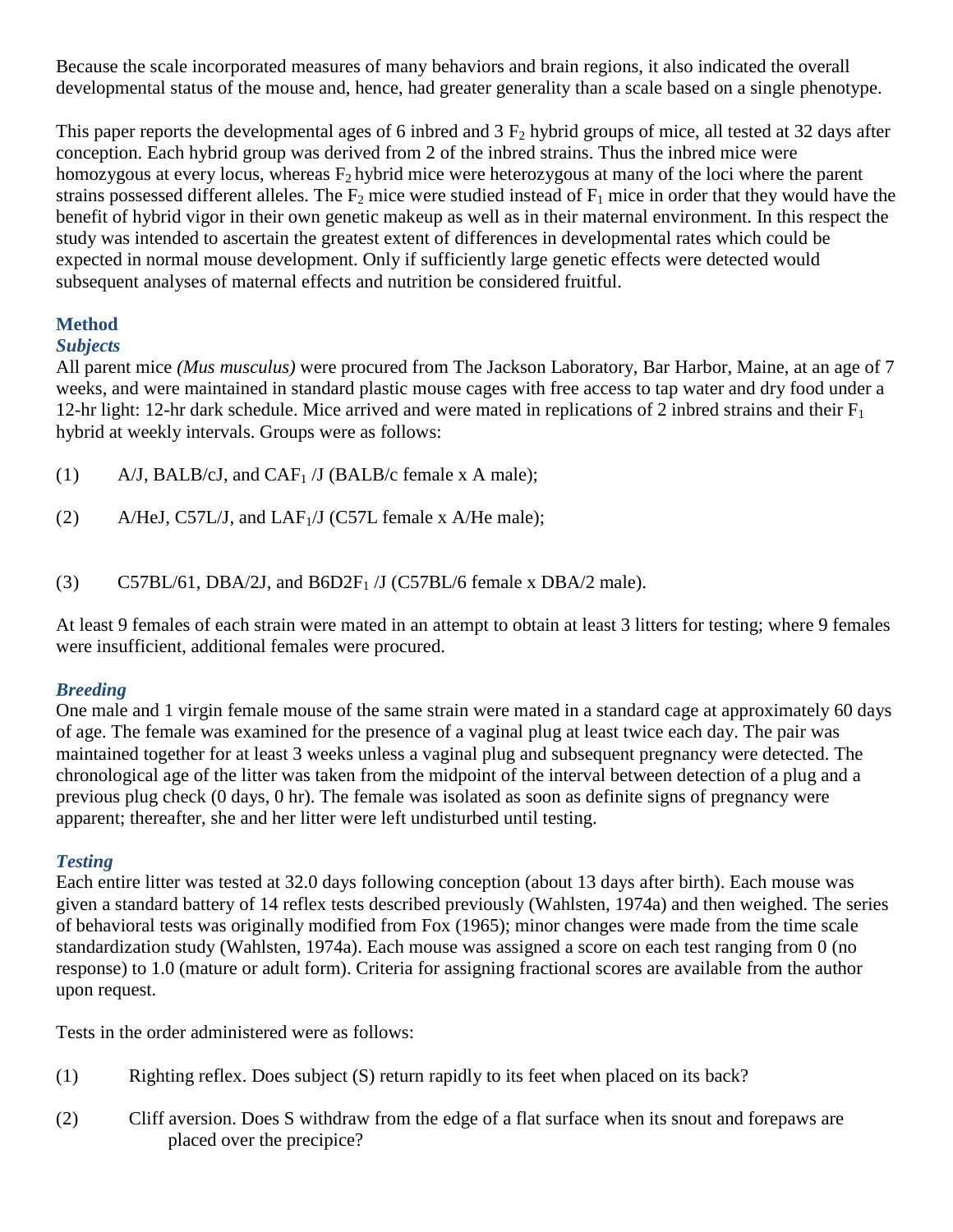Because the scale incorporated measures of many behaviors and brain regions, it also indicated the overall developmental status of the mouse and, hence, had greater generality than a scale based on a single phenotype.

This paper reports the developmental ages of 6 inbred and 3 $F_2$ hybrid groups of mice, all tested at 32 days after conception. Each hybrid group was derived from 2 of the inbred strains. Thus the inbred mice were homozygous at every locus, whereas $F_2$ hybrid mice were heterozygous at many of the loci where the parent strains possessed different alleles. The $F_2$ mice were studied instead of $F_1$ mice in order that they would have the benefit of hybrid vigor in their own genetic makeup as well as in their maternal environment. In this respect the study was intended to ascertain the greatest extent of differences in developmental rates which could be expected in normal mouse development. Only if sufficiently large genetic effects were detected would subsequent analyses of maternal effects and nutrition be considered fruitful.

## Method

### *Subjects*

All parent mice *(Mus musculus)* were procured from The Jackson Laboratory, Bar Harbor, Maine, at an age of 7 weeks, and were maintained in standard plastic mouse cages with free access to tap water and dry food under a 12-hr light: 12-hr dark schedule. Mice arrived and were mated in replications of 2 inbred strains and their $F_1$ hybrid at weekly intervals. Groups were as follows:

(1) A/J, BALB/cJ, and $CAF_1$ /J (BALB/c female x A male);

(2) A/HeJ, C57L/J, and $LAF_1$/J (C57L female x A/He male);

(3) C57BL/61, DBA/2J, and $B6D2F_1$ /J (C57BL/6 female x DBA/2 male).

At least 9 females of each strain were mated in an attempt to obtain at least 3 litters for testing; where 9 females were insufficient, additional females were procured.

### *Breeding*

One male and 1 virgin female mouse of the same strain were mated in a standard cage at approximately 60 days of age. The female was examined for the presence of a vaginal plug at least twice each day. The pair was maintained together for at least 3 weeks unless a vaginal plug and subsequent pregnancy were detected. The chronological age of the litter was taken from the midpoint of the interval between detection of a plug and a previous plug check (0 days, 0 hr). The female was isolated as soon as definite signs of pregnancy were apparent; thereafter, she and her litter were left undisturbed until testing.

### *Testing*

Each entire litter was tested at 32.0 days following conception (about 13 days after birth). Each mouse was given a standard battery of 14 reflex tests described previously (Wahlsten, 1974a) and then weighed. The series of behavioral tests was originally modified from Fox (1965); minor changes were made from the time scale standardization study (Wahlsten, 1974a). Each mouse was assigned a score on each test ranging from 0 (no response) to 1.0 (mature or adult form). Criteria for assigning fractional scores are available from the author upon request.

Tests in the order administered were as follows:

(1) Righting reflex. Does subject (S) return rapidly to its feet when placed on its back?

(2) Cliff aversion. Does S withdraw from the edge of a flat surface when its snout and forepaws are placed over the precipice?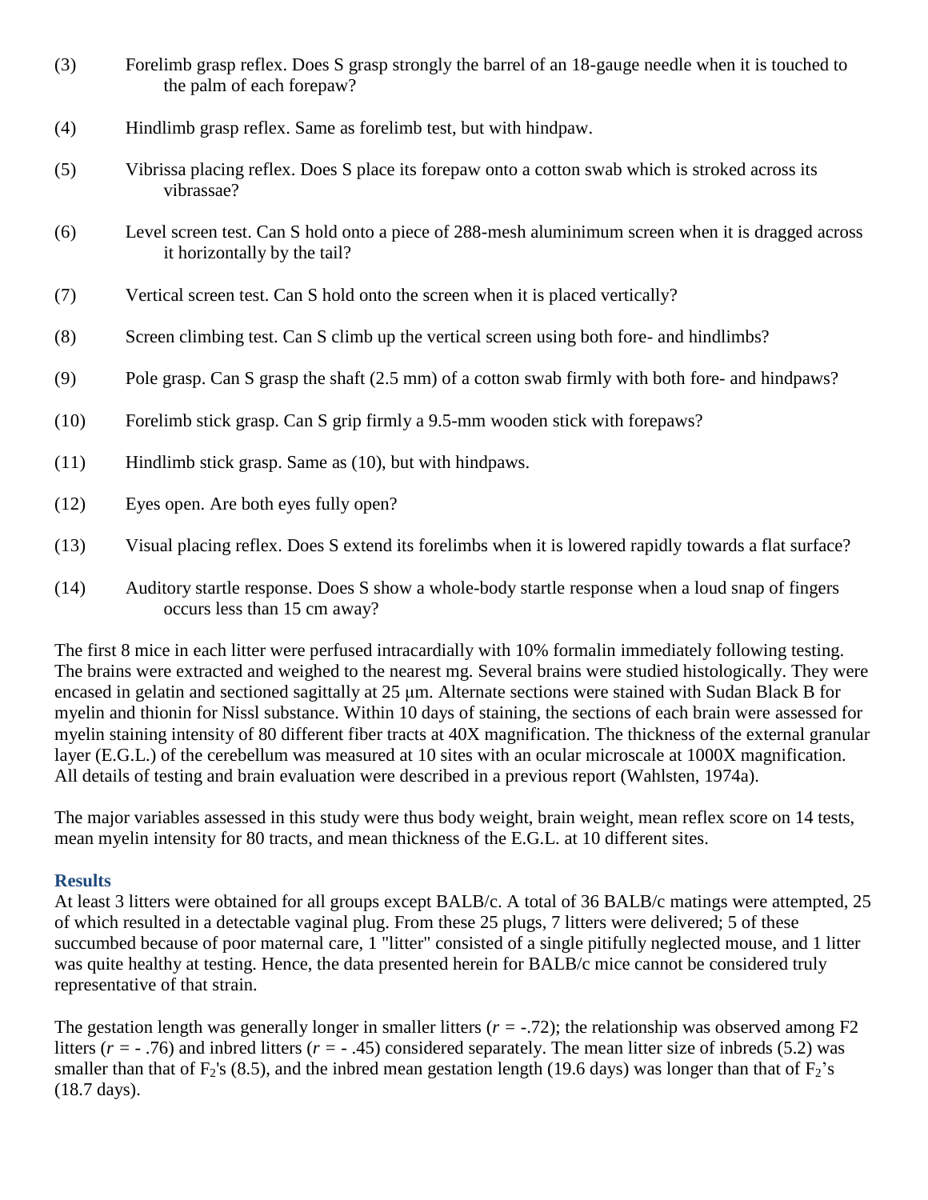(3) Forelimb grasp reflex. Does S grasp strongly the barrel of an 18-gauge needle when it is touched to the palm of each forepaw?

(4) Hindlimb grasp reflex. Same as forelimb test, but with hindpaw.

(5) Vibrissa placing reflex. Does S place its forepaw onto a cotton swab which is stroked across its vibrassae?

(6) Level screen test. Can S hold onto a piece of 288-mesh aluminimum screen when it is dragged across it horizontally by the tail?

(7) Vertical screen test. Can S hold onto the screen when it is placed vertically?

(8) Screen climbing test. Can S climb up the vertical screen using both fore- and hindlimbs?

(9) Pole grasp. Can S grasp the shaft (2.5 mm) of a cotton swab firmly with both fore- and hindpaws?

(10) Forelimb stick grasp. Can S grip firmly a 9.5-mm wooden stick with forepaws?

(11) Hindlimb stick grasp. Same as (10), but with hindpaws.

(12) Eyes open. Are both eyes fully open?

(13) Visual placing reflex. Does S extend its forelimbs when it is lowered rapidly towards a flat surface?

(14) Auditory startle response. Does S show a whole-body startle response when a loud snap of fingers occurs less than 15 cm away?

The first 8 mice in each litter were perfused intracardially with 10% formalin immediately following testing. The brains were extracted and weighed to the nearest mg. Several brains were studied histologically. They were encased in gelatin and sectioned sagittally at 25 μm. Alternate sections were stained with Sudan Black B for myelin and thionin for Nissl substance. Within 10 days of staining, the sections of each brain were assessed for myelin staining intensity of 80 different fiber tracts at 40X magnification. The thickness of the external granular layer (E.G.L.) of the cerebellum was measured at 10 sites with an ocular microscale at 1000X magnification. All details of testing and brain evaluation were described in a previous report (Wahlsten, 1974a).

The major variables assessed in this study were thus body weight, brain weight, mean reflex score on 14 tests, mean myelin intensity for 80 tracts, and mean thickness of the E.G.L. at 10 different sites.

## Results

At least 3 litters were obtained for all groups except BALB/c. A total of 36 BALB/c matings were attempted, 25 of which resulted in a detectable vaginal plug. From these 25 plugs, 7 litters were delivered; 5 of these succumbed because of poor maternal care, 1 "litter" consisted of a single pitifully neglected mouse, and 1 litter was quite healthy at testing. Hence, the data presented herein for BALB/c mice cannot be considered truly representative of that strain.

The gestation length was generally longer in smaller litters ($r$ = -.72); the relationship was observed among F2 litters ($r$ = - .76) and inbred litters ($r$ = - .45) considered separately. The mean litter size of inbreds (5.2) was smaller than that of $F_2$'s (8.5), and the inbred mean gestation length (19.6 days) was longer than that of $F_2$'s (18.7 days).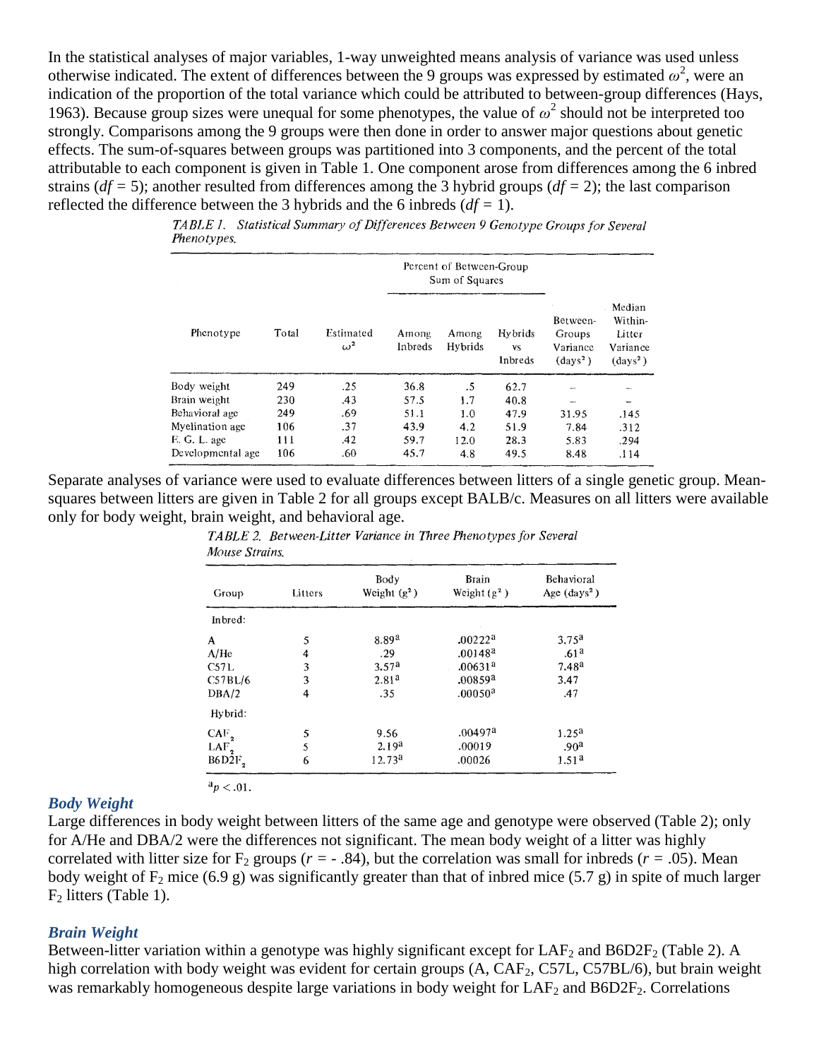In the statistical analyses of major variables, 1-way unweighted means analysis of variance was used unless otherwise indicated. The extent of differences between the 9 groups was expressed by estimated $\omega^2$, were an indication of the proportion of the total variance which could be attributed to between-group differences (Hays, 1963). Because group sizes were unequal for some phenotypes, the value of $\omega^2$ should not be interpreted too strongly. Comparisons among the 9 groups were then done in order to answer major questions about genetic effects. The sum-of-squares between groups was partitioned into 3 components, and the percent of the total attributable to each component is given in Table 1. One component arose from differences among the 6 inbred strains ($df$ = 5); another resulted from differences among the 3 hybrid groups ($df$ = 2); the last comparison reflected the difference between the 3 hybrids and the 6 inbreds ($df$ = 1).

*TABLE 1. Statistical Summary of Differences Between 9 Genotype Groups for Several Phenotypes.*

| Phenotype | Total | Estimated $\omega^2$ | Percent of Between-Group Sum of Squares | | | Between-Groups Variance (days²) | Median Within-Litter Variance (days²) |
|---|---|---|---|---|---|---|---|
| | | | Among Inbreds | Among Hybrids | Hybrids vs Inbreds | | |
| Body weight | 249 | .25 | 36.8 | .5 | 62.7 | – | – |
| Brain weight | 230 | .43 | 57.5 | 1.7 | 40.8 | – | – |
| Behavioral age | 249 | .69 | 51.1 | 1.0 | 47.9 | 31.95 | .145 |
| Myelination age | 106 | .37 | 43.9 | 4.2 | 51.9 | 7.84 | .312 |
| E. G. L. age | 111 | .42 | 59.7 | 12.0 | 28.3 | 5.83 | .294 |
| Developmental age | 106 | .60 | 45.7 | 4.8 | 49.5 | 8.48 | .114 |

Separate analyses of variance were used to evaluate differences between litters of a single genetic group. Mean-squares between litters are given in Table 2 for all groups except BALB/c. Measures on all litters were available only for body weight, brain weight, and behavioral age.

*TABLE 2. Between-Litter Variance in Three Phenotypes for Several Mouse Strains.*

| Group | Litters | Body Weight (g²) | Brain Weight (g²) | Behavioral Age (days²) |
|---|---|---|---|---|
| Inbred: | | | | |
| A | 5 | 8.89[a] | .00222[a] | 3.75[a] |
| A/He | 4 | .29 | .00148[a] | .61[a] |
| C57L | 3 | 3.57[a] | .00631[a] | 7.48[a] |
| C57BL/6 | 3 | 2.81[a] | .00859[a] | 3.47 |
| DBA/2 | 4 | .35 | .00050[a] | .47 |
| Hybrid: | | | | |
| $CAF_2$ | 5 | 9.56 | .00497[a] | 1.25[a] |
| $LAF_2$ | 5 | 2.19[a] | .00019 | .90[a] |
| $B6D2F_2$ | 6 | 12.73[a] | .00026 | 1.51[a] |

[a]$p < .01$.

### *Body Weight*

Large differences in body weight between litters of the same age and genotype were observed (Table 2); only for A/He and DBA/2 were the differences not significant. The mean body weight of a litter was highly correlated with litter size for $F_2$ groups ($r$ = - .84), but the correlation was small for inbreds ($r$ = .05). Mean body weight of $F_2$ mice (6.9 g) was significantly greater than that of inbred mice (5.7 g) in spite of much larger $F_2$ litters (Table 1).

### *Brain Weight*

Between-litter variation within a genotype was highly significant except for $LAF_2$ and $B6D2F_2$ (Table 2). A high correlation with body weight was evident for certain groups (A, $CAF_2$, C57L, C57BL/6), but brain weight was remarkably homogeneous despite large variations in body weight for $LAF_2$ and $B6D2F_2$. Correlations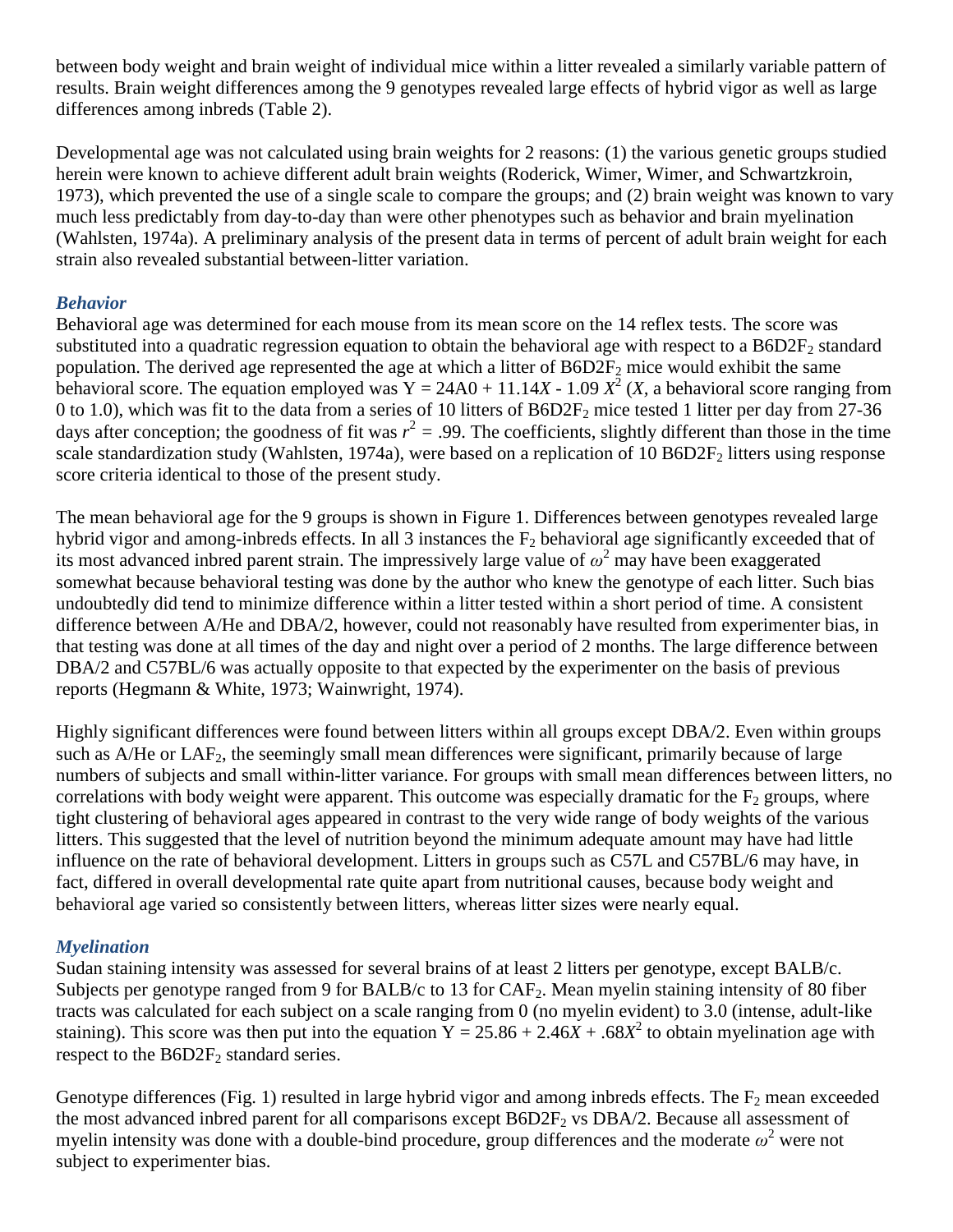between body weight and brain weight of individual mice within a litter revealed a similarly variable pattern of results. Brain weight differences among the 9 genotypes revealed large effects of hybrid vigor as well as large differences among inbreds (Table 2).

Developmental age was not calculated using brain weights for 2 reasons: (1) the various genetic groups studied herein were known to achieve different adult brain weights (Roderick, Wimer, Wimer, and Schwartzkroin, 1973), which prevented the use of a single scale to compare the groups; and (2) brain weight was known to vary much less predictably from day-to-day than were other phenotypes such as behavior and brain myelination (Wahlsten, 1974a). A preliminary analysis of the present data in terms of percent of adult brain weight for each strain also revealed substantial between-litter variation.

### *Behavior*

Behavioral age was determined for each mouse from its mean score on the 14 reflex tests. The score was substituted into a quadratic regression equation to obtain the behavioral age with respect to a $B6D2F_2$ standard population. The derived age represented the age at which a litter of $B6D2F_2$ mice would exhibit the same behavioral score. The equation employed was $Y = 24A0 + 11.14X - 1.09\ X^2$ ($X$, a behavioral score ranging from 0 to 1.0), which was fit to the data from a series of 10 litters of $B6D2F_2$ mice tested 1 litter per day from 27-36 days after conception; the goodness of fit was $r^2 = .99$. The coefficients, slightly different than those in the time scale standardization study (Wahlsten, 1974a), were based on a replication of 10 $B6D2F_2$ litters using response score criteria identical to those of the present study.

The mean behavioral age for the 9 groups is shown in Figure 1. Differences between genotypes revealed large hybrid vigor and among-inbreds effects. In all 3 instances the $F_2$ behavioral age significantly exceeded that of its most advanced inbred parent strain. The impressively large value of $\omega^2$ may have been exaggerated somewhat because behavioral testing was done by the author who knew the genotype of each litter. Such bias undoubtedly did tend to minimize difference within a litter tested within a short period of time. A consistent difference between A/He and DBA/2, however, could not reasonably have resulted from experimenter bias, in that testing was done at all times of the day and night over a period of 2 months. The large difference between DBA/2 and C57BL/6 was actually opposite to that expected by the experimenter on the basis of previous reports (Hegmann & White, 1973; Wainwright, 1974).

Highly significant differences were found between litters within all groups except DBA/2. Even within groups such as A/He or $LAF_2$, the seemingly small mean differences were significant, primarily because of large numbers of subjects and small within-litter variance. For groups with small mean differences between litters, no correlations with body weight were apparent. This outcome was especially dramatic for the $F_2$ groups, where tight clustering of behavioral ages appeared in contrast to the very wide range of body weights of the various litters. This suggested that the level of nutrition beyond the minimum adequate amount may have had little influence on the rate of behavioral development. Litters in groups such as C57L and C57BL/6 may have, in fact, differed in overall developmental rate quite apart from nutritional causes, because body weight and behavioral age varied so consistently between litters, whereas litter sizes were nearly equal.

### *Myelination*

Sudan staining intensity was assessed for several brains of at least 2 litters per genotype, except BALB/c. Subjects per genotype ranged from 9 for BALB/c to 13 for $CAF_2$. Mean myelin staining intensity of 80 fiber tracts was calculated for each subject on a scale ranging from 0 (no myelin evident) to 3.0 (intense, adult-like staining). This score was then put into the equation $Y = 25.86 + 2.46X + .68X^2$ to obtain myelination age with respect to the $B6D2F_2$ standard series.

Genotype differences (Fig. 1) resulted in large hybrid vigor and among inbreds effects. The $F_2$ mean exceeded the most advanced inbred parent for all comparisons except $B6D2F_2$ vs DBA/2. Because all assessment of myelin intensity was done with a double-bind procedure, group differences and the moderate $\omega^2$ were not subject to experimenter bias.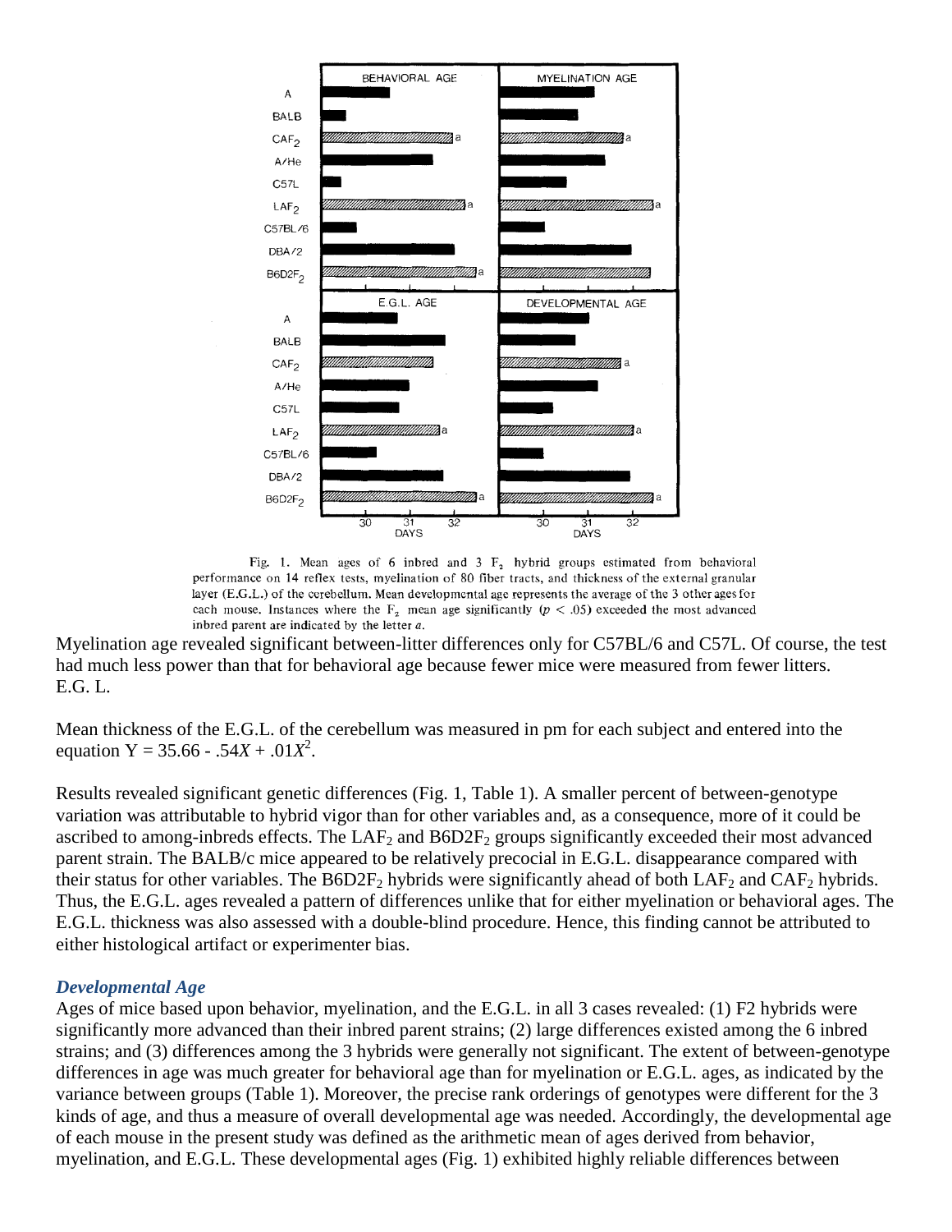Fig. 1. Mean ages of 6 inbred and 3 $F_2$ hybrid groups estimated from behavioral performance on 14 reflex tests, myelination of 80 fiber tracts, and thickness of the external granular layer (E.G.L.) of the cerebellum. Mean developmental age represents the average of the 3 other ages for each mouse. Instances where the $F_2$ mean age significantly ($p < .05$) exceeded the most advanced inbred parent are indicated by the letter *a*.

Myelination age revealed significant between-litter differences only for C57BL/6 and C57L. Of course, the test had much less power than that for behavioral age because fewer mice were measured from fewer litters.

E.G. L.

Mean thickness of the E.G.L. of the cerebellum was measured in pm for each subject and entered into the equation $Y = 35.66 - .54X + .01X^2$.

Results revealed significant genetic differences (Fig. 1, Table 1). A smaller percent of between-genotype variation was attributable to hybrid vigor than for other variables and, as a consequence, more of it could be ascribed to among-inbreds effects. The $LAF_2$ and $B6D2F_2$ groups significantly exceeded their most advanced parent strain. The BALB/c mice appeared to be relatively precocial in E.G.L. disappearance compared with their status for other variables. The $B6D2F_2$ hybrids were significantly ahead of both $LAF_2$ and $CAF_2$ hybrids. Thus, the E.G.L. ages revealed a pattern of differences unlike that for either myelination or behavioral ages. The E.G.L. thickness was also assessed with a double-blind procedure. Hence, this finding cannot be attributed to either histological artifact or experimenter bias.

### *Developmental Age*

Ages of mice based upon behavior, myelination, and the E.G.L. in all 3 cases revealed: (1) F2 hybrids were significantly more advanced than their inbred parent strains; (2) large differences existed among the 6 inbred strains; and (3) differences among the 3 hybrids were generally not significant. The extent of between-genotype differences in age was much greater for behavioral age than for myelination or E.G.L. ages, as indicated by the variance between groups (Table 1). Moreover, the precise rank orderings of genotypes were different for the 3 kinds of age, and thus a measure of overall developmental age was needed. Accordingly, the developmental age of each mouse in the present study was defined as the arithmetic mean of ages derived from behavior, myelination, and E.G.L. These developmental ages (Fig. 1) exhibited highly reliable differences between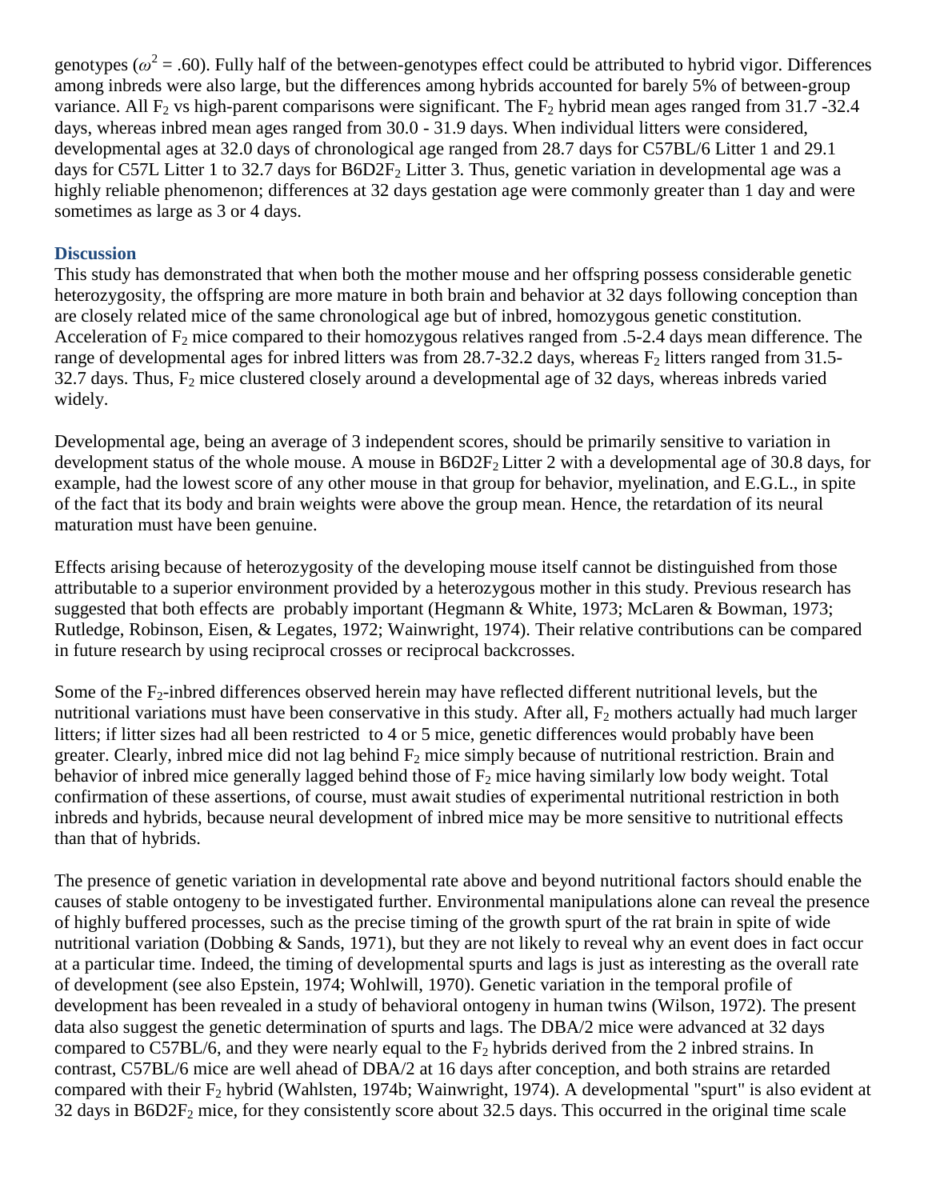genotypes ($\omega^2$ = .60). Fully half of the between-genotypes effect could be attributed to hybrid vigor. Differences among inbreds were also large, but the differences among hybrids accounted for barely 5% of between-group variance. All $F_2$ vs high-parent comparisons were significant. The $F_2$ hybrid mean ages ranged from 31.7 -32.4 days, whereas inbred mean ages ranged from 30.0 - 31.9 days. When individual litters were considered, developmental ages at 32.0 days of chronological age ranged from 28.7 days for C57BL/6 Litter 1 and 29.1 days for C57L Litter 1 to 32.7 days for B6D2$F_2$ Litter 3. Thus, genetic variation in developmental age was a highly reliable phenomenon; differences at 32 days gestation age were commonly greater than 1 day and were sometimes as large as 3 or 4 days.

## Discussion

This study has demonstrated that when both the mother mouse and her offspring possess considerable genetic heterozygosity, the offspring are more mature in both brain and behavior at 32 days following conception than are closely related mice of the same chronological age but of inbred, homozygous genetic constitution. Acceleration of $F_2$ mice compared to their homozygous relatives ranged from .5-2.4 days mean difference. The range of developmental ages for inbred litters was from 28.7-32.2 days, whereas $F_2$ litters ranged from 31.5-32.7 days. Thus, $F_2$ mice clustered closely around a developmental age of 32 days, whereas inbreds varied widely.

Developmental age, being an average of 3 independent scores, should be primarily sensitive to variation in development status of the whole mouse. A mouse in B6D2$F_2$ Litter 2 with a developmental age of 30.8 days, for example, had the lowest score of any other mouse in that group for behavior, myelination, and E.G.L., in spite of the fact that its body and brain weights were above the group mean. Hence, the retardation of its neural maturation must have been genuine.

Effects arising because of heterozygosity of the developing mouse itself cannot be distinguished from those attributable to a superior environment provided by a heterozygous mother in this study. Previous research has suggested that both effects are probably important (Hegmann & White, 1973; McLaren & Bowman, 1973; Rutledge, Robinson, Eisen, & Legates, 1972; Wainwright, 1974). Their relative contributions can be compared in future research by using reciprocal crosses or reciprocal backcrosses.

Some of the $F_2$-inbred differences observed herein may have reflected different nutritional levels, but the nutritional variations must have been conservative in this study. After all, $F_2$ mothers actually had much larger litters; if litter sizes had all been restricted to 4 or 5 mice, genetic differences would probably have been greater. Clearly, inbred mice did not lag behind $F_2$ mice simply because of nutritional restriction. Brain and behavior of inbred mice generally lagged behind those of $F_2$ mice having similarly low body weight. Total confirmation of these assertions, of course, must await studies of experimental nutritional restriction in both inbreds and hybrids, because neural development of inbred mice may be more sensitive to nutritional effects than that of hybrids.

The presence of genetic variation in developmental rate above and beyond nutritional factors should enable the causes of stable ontogeny to be investigated further. Environmental manipulations alone can reveal the presence of highly buffered processes, such as the precise timing of the growth spurt of the rat brain in spite of wide nutritional variation (Dobbing & Sands, 1971), but they are not likely to reveal why an event does in fact occur at a particular time. Indeed, the timing of developmental spurts and lags is just as interesting as the overall rate of development (see also Epstein, 1974; Wohlwill, 1970). Genetic variation in the temporal profile of development has been revealed in a study of behavioral ontogeny in human twins (Wilson, 1972). The present data also suggest the genetic determination of spurts and lags. The DBA/2 mice were advanced at 32 days compared to C57BL/6, and they were nearly equal to the $F_2$ hybrids derived from the 2 inbred strains. In contrast, C57BL/6 mice are well ahead of DBA/2 at 16 days after conception, and both strains are retarded compared with their $F_2$ hybrid (Wahlsten, 1974b; Wainwright, 1974). A developmental "spurt" is also evident at 32 days in B6D2$F_2$ mice, for they consistently score about 32.5 days. This occurred in the original time scale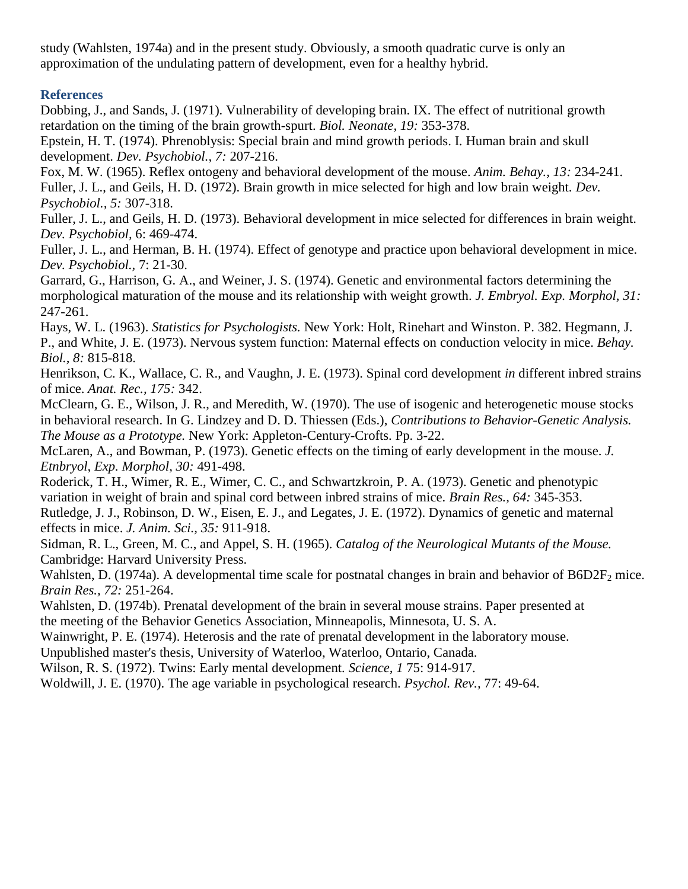study (Wahlsten, 1974a) and in the present study. Obviously, a smooth quadratic curve is only an approximation of the undulating pattern of development, even for a healthy hybrid.

## References

Dobbing, J., and Sands, J. (1971). Vulnerability of developing brain. IX. The effect of nutritional growth retardation on the timing of the brain growth-spurt. *Biol. Neonate, 19:* 353-378.

Epstein, H. T. (1974). Phrenoblysis: Special brain and mind growth periods. I. Human brain and skull development. *Dev. Psychobiol., 7:* 207-216.

Fox, M. W. (1965). Reflex ontogeny and behavioral development of the mouse. *Anim. Behay., 13:* 234-241.

Fuller, J. L., and Geils, H. D. (1972). Brain growth in mice selected for high and low brain weight. *Dev. Psychobiol., 5:* 307-318.

Fuller, J. L., and Geils, H. D. (1973). Behavioral development in mice selected for differences in brain weight. *Dev. Psychobiol,* 6: 469-474.

Fuller, J. L., and Herman, B. H. (1974). Effect of genotype and practice upon behavioral development in mice. *Dev. Psychobiol.,* 7: 21-30.

Garrard, G., Harrison, G. A., and Weiner, J. S. (1974). Genetic and environmental factors determining the morphological maturation of the mouse and its relationship with weight growth. *J. Embryol. Exp. Morphol, 31:* 247-261.

Hays, W. L. (1963). *Statistics for Psychologists.* New York: Holt, Rinehart and Winston. P. 382. Hegmann, J. P., and White, J. E. (1973). Nervous system function: Maternal effects on conduction velocity in mice. *Behay. Biol., 8:* 815-818.

Henrikson, C. K., Wallace, C. R., and Vaughn, J. E. (1973). Spinal cord development *in* different inbred strains of mice. *Anat. Rec., 175:* 342.

McClearn, G. E., Wilson, J. R., and Meredith, W. (1970). The use of isogenic and heterogenetic mouse stocks in behavioral research. In G. Lindzey and D. D. Thiessen (Eds.), *Contributions to Behavior-Genetic Analysis. The Mouse as a Prototype.* New York: Appleton-Century-Crofts. Pp. 3-22.

McLaren, A., and Bowman, P. (1973). Genetic effects on the timing of early development in the mouse. *J. Etnbryol, Exp. Morphol, 30:* 491-498.

Roderick, T. H., Wimer, R. E., Wimer, C. C., and Schwartzkroin, P. A. (1973). Genetic and phenotypic variation in weight of brain and spinal cord between inbred strains of mice. *Brain Res., 64:* 345-353.

Rutledge, J. J., Robinson, D. W., Eisen, E. J., and Legates, J. E. (1972). Dynamics of genetic and maternal effects in mice. *J. Anim. Sci., 35:* 911-918.

Sidman, R. L., Green, M. C., and Appel, S. H. (1965). *Catalog of the Neurological Mutants of the Mouse.* Cambridge: Harvard University Press.

Wahlsten, D. (1974a). A developmental time scale for postnatal changes in brain and behavior of B6D2$F_2$ mice. *Brain Res., 72:* 251-264.

Wahlsten, D. (1974b). Prenatal development of the brain in several mouse strains. Paper presented at the meeting of the Behavior Genetics Association, Minneapolis, Minnesota, U. S. A.

Wainwright, P. E. (1974). Heterosis and the rate of prenatal development in the laboratory mouse. Unpublished master's thesis, University of Waterloo, Waterloo, Ontario, Canada.

Wilson, R. S. (1972). Twins: Early mental development. *Science, 1* 75: 914-917.

Woldwill, J. E. (1970). The age variable in psychological research. *Psychol. Rev.,* 77: 49-64.